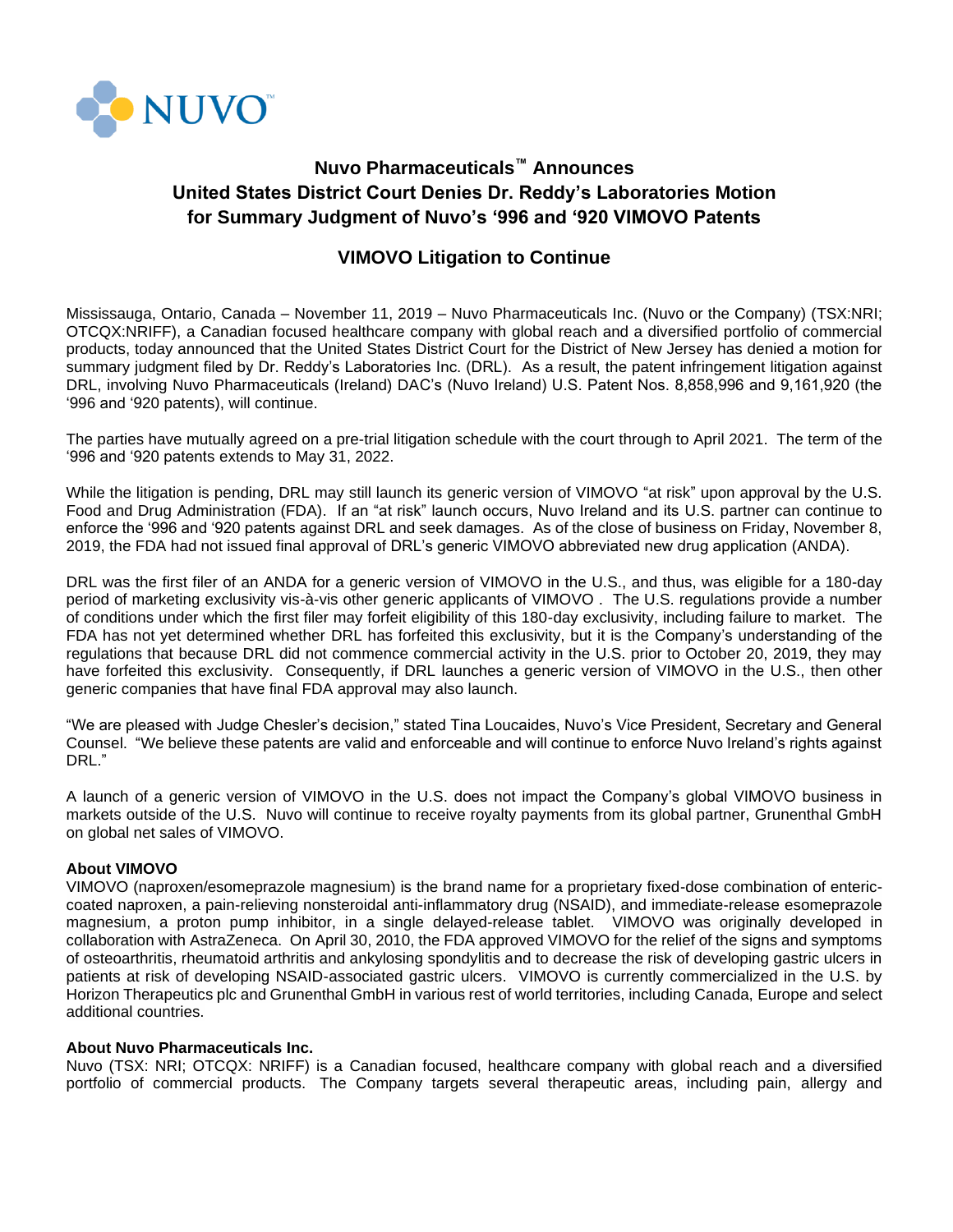NUVO™

# Nuvo Pharmaceuticals™ Announces United States District Court Denies Dr. Reddy's Laboratories Motion for Summary Judgment of Nuvo's '996 and '920 VIMOVO Patents

## VIMOVO Litigation to Continue

Mississauga, Ontario, Canada – November 11, 2019 – Nuvo Pharmaceuticals Inc. (Nuvo or the Company) (TSX:NRI; OTCQX:NRIFF), a Canadian focused healthcare company with global reach and a diversified portfolio of commercial products, today announced that the United States District Court for the District of New Jersey has denied a motion for summary judgment filed by Dr. Reddy's Laboratories Inc. (DRL). As a result, the patent infringement litigation against DRL, involving Nuvo Pharmaceuticals (Ireland) DAC's (Nuvo Ireland) U.S. Patent Nos. 8,858,996 and 9,161,920 (the '996 and '920 patents), will continue.

The parties have mutually agreed on a pre-trial litigation schedule with the court through to April 2021. The term of the '996 and '920 patents extends to May 31, 2022.

While the litigation is pending, DRL may still launch its generic version of VIMOVO "at risk" upon approval by the U.S. Food and Drug Administration (FDA). If an "at risk" launch occurs, Nuvo Ireland and its U.S. partner can continue to enforce the '996 and '920 patents against DRL and seek damages. As of the close of business on Friday, November 8, 2019, the FDA had not issued final approval of DRL's generic VIMOVO abbreviated new drug application (ANDA).

DRL was the first filer of an ANDA for a generic version of VIMOVO in the U.S., and thus, was eligible for a 180-day period of marketing exclusivity vis-à-vis other generic applicants of VIMOVO . The U.S. regulations provide a number of conditions under which the first filer may forfeit eligibility of this 180-day exclusivity, including failure to market. The FDA has not yet determined whether DRL has forfeited this exclusivity, but it is the Company's understanding of the regulations that because DRL did not commence commercial activity in the U.S. prior to October 20, 2019, they may have forfeited this exclusivity. Consequently, if DRL launches a generic version of VIMOVO in the U.S., then other generic companies that have final FDA approval may also launch.

"We are pleased with Judge Chesler's decision," stated Tina Loucaides, Nuvo's Vice President, Secretary and General Counsel. "We believe these patents are valid and enforceable and will continue to enforce Nuvo Ireland's rights against DRL."

A launch of a generic version of VIMOVO in the U.S. does not impact the Company's global VIMOVO business in markets outside of the U.S. Nuvo will continue to receive royalty payments from its global partner, Grunenthal GmbH on global net sales of VIMOVO.

**About VIMOVO**
VIMOVO (naproxen/esomeprazole magnesium) is the brand name for a proprietary fixed-dose combination of enteric-coated naproxen, a pain-relieving nonsteroidal anti-inflammatory drug (NSAID), and immediate-release esomeprazole magnesium, a proton pump inhibitor, in a single delayed-release tablet. VIMOVO was originally developed in collaboration with AstraZeneca. On April 30, 2010, the FDA approved VIMOVO for the relief of the signs and symptoms of osteoarthritis, rheumatoid arthritis and ankylosing spondylitis and to decrease the risk of developing gastric ulcers in patients at risk of developing NSAID-associated gastric ulcers. VIMOVO is currently commercialized in the U.S. by Horizon Therapeutics plc and Grunenthal GmbH in various rest of world territories, including Canada, Europe and select additional countries.

**About Nuvo Pharmaceuticals Inc.**
Nuvo (TSX: NRI; OTCQX: NRIFF) is a Canadian focused, healthcare company with global reach and a diversified portfolio of commercial products. The Company targets several therapeutic areas, including pain, allergy and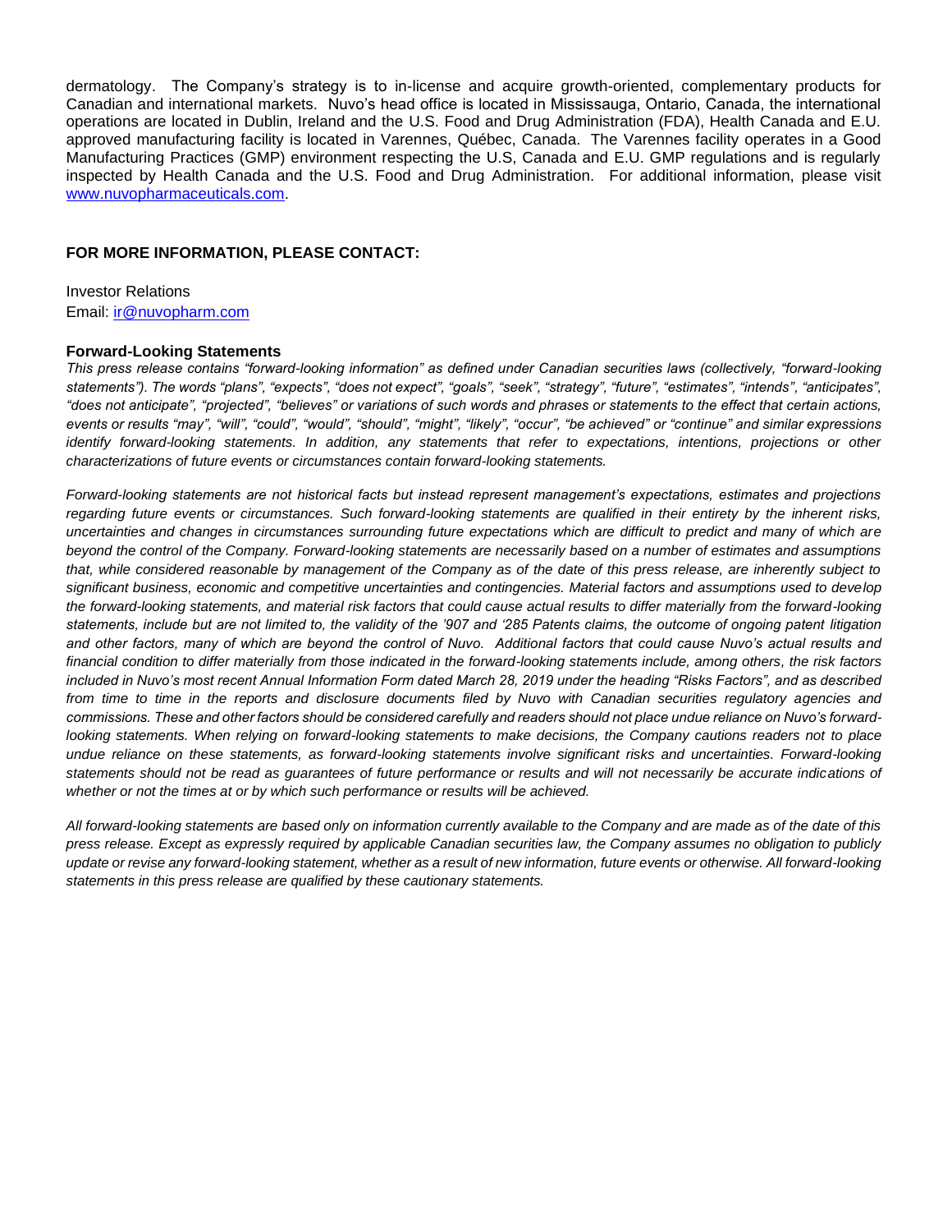dermatology. The Company's strategy is to in-license and acquire growth-oriented, complementary products for Canadian and international markets. Nuvo's head office is located in Mississauga, Ontario, Canada, the international operations are located in Dublin, Ireland and the U.S. Food and Drug Administration (FDA), Health Canada and E.U. approved manufacturing facility is located in Varennes, Québec, Canada. The Varennes facility operates in a Good Manufacturing Practices (GMP) environment respecting the U.S, Canada and E.U. GMP regulations and is regularly inspected by Health Canada and the U.S. Food and Drug Administration. For additional information, please visit [www.nuvopharmaceuticals.com](http://www.nuvopharmaceuticals.com).

**FOR MORE INFORMATION, PLEASE CONTACT:**

Investor Relations
Email: [ir@nuvopharm.com](mailto:ir@nuvopharm.com)

**Forward-Looking Statements**

*This press release contains "forward-looking information" as defined under Canadian securities laws (collectively, "forward-looking statements"). The words "plans", "expects", "does not expect", "goals", "seek", "strategy", "future", "estimates", "intends", "anticipates", "does not anticipate", "projected", "believes" or variations of such words and phrases or statements to the effect that certain actions, events or results "may", "will", "could", "would", "should", "might", "likely", "occur", "be achieved" or "continue" and similar expressions identify forward-looking statements. In addition, any statements that refer to expectations, intentions, projections or other characterizations of future events or circumstances contain forward-looking statements.*

*Forward-looking statements are not historical facts but instead represent management's expectations, estimates and projections regarding future events or circumstances. Such forward-looking statements are qualified in their entirety by the inherent risks, uncertainties and changes in circumstances surrounding future expectations which are difficult to predict and many of which are beyond the control of the Company. Forward-looking statements are necessarily based on a number of estimates and assumptions that, while considered reasonable by management of the Company as of the date of this press release, are inherently subject to significant business, economic and competitive uncertainties and contingencies. Material factors and assumptions used to develop the forward-looking statements, and material risk factors that could cause actual results to differ materially from the forward-looking statements, include but are not limited to, the validity of the '907 and '285 Patents claims, the outcome of ongoing patent litigation and other factors, many of which are beyond the control of Nuvo. Additional factors that could cause Nuvo's actual results and financial condition to differ materially from those indicated in the forward-looking statements include, among others, the risk factors included in Nuvo's most recent Annual Information Form dated March 28, 2019 under the heading "Risks Factors", and as described from time to time in the reports and disclosure documents filed by Nuvo with Canadian securities regulatory agencies and commissions. These and other factors should be considered carefully and readers should not place undue reliance on Nuvo's forward-looking statements. When relying on forward-looking statements to make decisions, the Company cautions readers not to place undue reliance on these statements, as forward-looking statements involve significant risks and uncertainties. Forward-looking statements should not be read as guarantees of future performance or results and will not necessarily be accurate indications of whether or not the times at or by which such performance or results will be achieved.*

*All forward-looking statements are based only on information currently available to the Company and are made as of the date of this press release. Except as expressly required by applicable Canadian securities law, the Company assumes no obligation to publicly update or revise any forward-looking statement, whether as a result of new information, future events or otherwise. All forward-looking statements in this press release are qualified by these cautionary statements.*